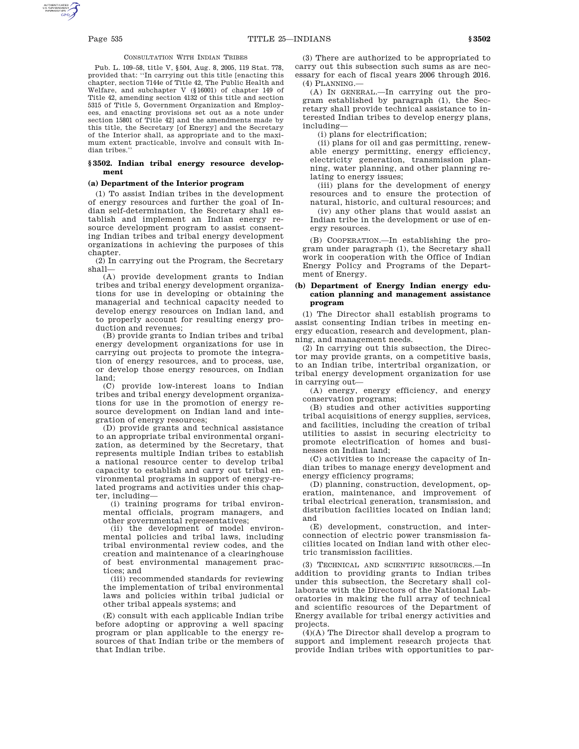CONSULTATION WITH INDIAN TRIBES

Pub. L. 109–58, title V, §504, Aug. 8, 2005, 119 Stat. 778, provided that: ''In carrying out this title [enacting this chapter, section 7144e of Title 42, The Public Health and Welfare, and subchapter V (§16001) of chapter 149 of Title 42, amending section 4132 of this title and section 5315 of Title 5, Government Organization and Employees, and enacting provisions set out as a note under section 15801 of Title 42] and the amendments made by this title, the Secretary [of Energy] and the Secretary of the Interior shall, as appropriate and to the maximum extent practicable, involve and consult with Indian tribes.''

## § 3502. Indian tribal energy resource development

### (a) Department of the Interior program

(1) To assist Indian tribes in the development of energy resources and further the goal of Indian self-determination, the Secretary shall establish and implement an Indian energy resource development program to assist consenting Indian tribes and tribal energy development organizations in achieving the purposes of this chapter.

(2) In carrying out the Program, the Secretary shall—

(A) provide development grants to Indian tribes and tribal energy development organizations for use in developing or obtaining the managerial and technical capacity needed to develop energy resources on Indian land, and to properly account for resulting energy production and revenues;

(B) provide grants to Indian tribes and tribal energy development organizations for use in carrying out projects to promote the integration of energy resources, and to process, use, or develop those energy resources, on Indian land;

(C) provide low-interest loans to Indian tribes and tribal energy development organizations for use in the promotion of energy resource development on Indian land and integration of energy resources;

(D) provide grants and technical assistance to an appropriate tribal environmental organization, as determined by the Secretary, that represents multiple Indian tribes to establish a national resource center to develop tribal capacity to establish and carry out tribal environmental programs in support of energy-related programs and activities under this chapter, including—

(i) training programs for tribal environmental officials, program managers, and other governmental representatives;

(ii) the development of model environmental policies and tribal laws, including tribal environmental review codes, and the creation and maintenance of a clearinghouse of best environmental management practices; and

(iii) recommended standards for reviewing the implementation of tribal environmental laws and policies within tribal judicial or other tribal appeals systems; and

(E) consult with each applicable Indian tribe before adopting or approving a well spacing program or plan applicable to the energy resources of that Indian tribe or the members of that Indian tribe.

(3) There are authorized to be appropriated to carry out this subsection such sums as are necessary for each of fiscal years 2006 through 2016.

(4) PLANNING.—

(A) IN GENERAL.—In carrying out the program established by paragraph (1), the Secretary shall provide technical assistance to interested Indian tribes to develop energy plans, including—

(i) plans for electrification;

(ii) plans for oil and gas permitting, renewable energy permitting, energy efficiency, electricity generation, transmission planning, water planning, and other planning relating to energy issues;

(iii) plans for the development of energy resources and to ensure the protection of natural, historic, and cultural resources; and

(iv) any other plans that would assist an Indian tribe in the development or use of energy resources.

(B) COOPERATION.—In establishing the program under paragraph (1), the Secretary shall work in cooperation with the Office of Indian Energy Policy and Programs of the Department of Energy.

### (b) Department of Energy Indian energy education planning and management assistance program

(1) The Director shall establish programs to assist consenting Indian tribes in meeting energy education, research and development, planning, and management needs.

(2) In carrying out this subsection, the Director may provide grants, on a competitive basis, to an Indian tribe, intertribal organization, or tribal energy development organization for use in carrying out—

(A) energy, energy efficiency, and energy conservation programs;

(B) studies and other activities supporting tribal acquisitions of energy supplies, services, and facilities, including the creation of tribal utilities to assist in securing electricity to promote electrification of homes and businesses on Indian land;

(C) activities to increase the capacity of Indian tribes to manage energy development and energy efficiency programs;

(D) planning, construction, development, operation, maintenance, and improvement of tribal electrical generation, transmission, and distribution facilities located on Indian land; and

(E) development, construction, and interconnection of electric power transmission facilities located on Indian land with other electric transmission facilities.

(3) TECHNICAL AND SCIENTIFIC RESOURCES.—In addition to providing grants to Indian tribes under this subsection, the Secretary shall collaborate with the Directors of the National Laboratories in making the full array of technical and scientific resources of the Department of Energy available for tribal energy activities and projects.

(4)(A) The Director shall develop a program to support and implement research projects that provide Indian tribes with opportunities to par-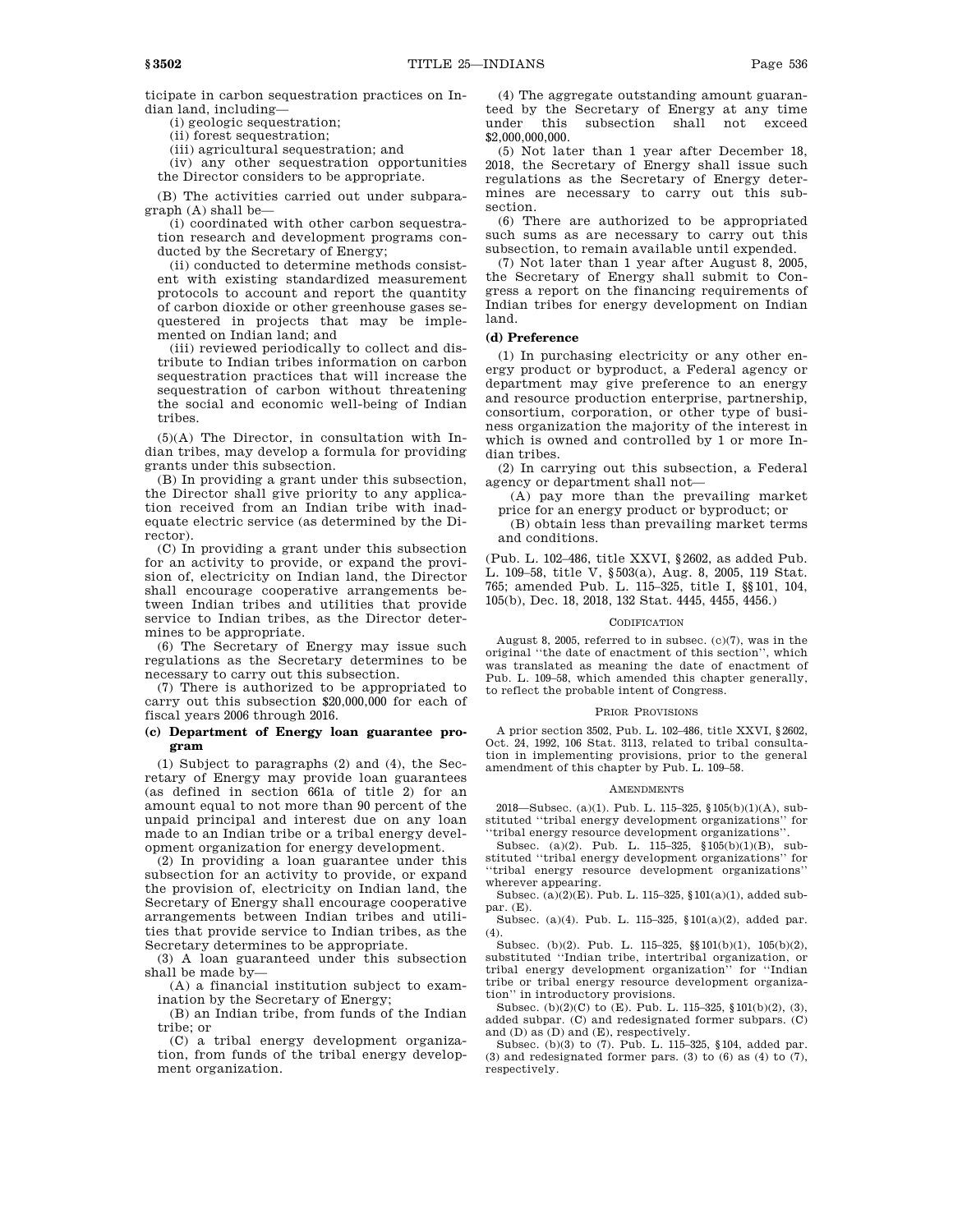ticipate in carbon sequestration practices on Indian land, including—

(i) geologic sequestration;

(ii) forest sequestration;

(iii) agricultural sequestration; and

(iv) any other sequestration opportunities the Director considers to be appropriate.

(B) The activities carried out under subparagraph (A) shall be—

(i) coordinated with other carbon sequestration research and development programs conducted by the Secretary of Energy;

(ii) conducted to determine methods consistent with existing standardized measurement protocols to account and report the quantity of carbon dioxide or other greenhouse gases sequestered in projects that may be implemented on Indian land; and

(iii) reviewed periodically to collect and distribute to Indian tribes information on carbon sequestration practices that will increase the sequestration of carbon without threatening the social and economic well-being of Indian tribes.

(5)(A) The Director, in consultation with Indian tribes, may develop a formula for providing grants under this subsection.

(B) In providing a grant under this subsection, the Director shall give priority to any application received from an Indian tribe with inadequate electric service (as determined by the Director).

(C) In providing a grant under this subsection for an activity to provide, or expand the provision of, electricity on Indian land, the Director shall encourage cooperative arrangements between Indian tribes and utilities that provide service to Indian tribes, as the Director determines to be appropriate.

(6) The Secretary of Energy may issue such regulations as the Secretary determines to be necessary to carry out this subsection.

(7) There is authorized to be appropriated to carry out this subsection $20,000,000 for each of fiscal years 2006 through 2016.

**(c) Department of Energy loan guarantee program**

(1) Subject to paragraphs (2) and (4), the Secretary of Energy may provide loan guarantees (as defined in section 661a of title 2) for an amount equal to not more than 90 percent of the unpaid principal and interest due on any loan made to an Indian tribe or a tribal energy development organization for energy development.

(2) In providing a loan guarantee under this subsection for an activity to provide, or expand the provision of, electricity on Indian land, the Secretary of Energy shall encourage cooperative arrangements between Indian tribes and utilities that provide service to Indian tribes, as the Secretary determines to be appropriate.

(3) A loan guaranteed under this subsection shall be made by—

(A) a financial institution subject to examination by the Secretary of Energy;

(B) an Indian tribe, from funds of the Indian tribe; or

(C) a tribal energy development organization, from funds of the tribal energy development organization.

(4) The aggregate outstanding amount guaranteed by the Secretary of Energy at any time under this subsection shall not exceed $2,000,000,000.

(5) Not later than 1 year after December 18, 2018, the Secretary of Energy shall issue such regulations as the Secretary of Energy determines are necessary to carry out this subsection.

(6) There are authorized to be appropriated such sums as are necessary to carry out this subsection, to remain available until expended.

(7) Not later than 1 year after August 8, 2005, the Secretary of Energy shall submit to Congress a report on the financing requirements of Indian tribes for energy development on Indian land.

**(d) Preference**

(1) In purchasing electricity or any other energy product or byproduct, a Federal agency or department may give preference to an energy and resource production enterprise, partnership, consortium, corporation, or other type of business organization the majority of the interest in which is owned and controlled by 1 or more Indian tribes.

(2) In carrying out this subsection, a Federal agency or department shall not—

(A) pay more than the prevailing market price for an energy product or byproduct; or

(B) obtain less than prevailing market terms and conditions.

(Pub. L. 102–486, title XXVI, §2602, as added Pub. L. 109–58, title V, §503(a), Aug. 8, 2005, 119 Stat. 765; amended Pub. L. 115–325, title I, §§101, 104, 105(b), Dec. 18, 2018, 132 Stat. 4445, 4455, 4456.)

CODIFICATION

August 8, 2005, referred to in subsec. (c)(7), was in the original "the date of enactment of this section", which was translated as meaning the date of enactment of Pub. L. 109–58, which amended this chapter generally, to reflect the probable intent of Congress.

PRIOR PROVISIONS

A prior section 3502, Pub. L. 102–486, title XXVI, §2602, Oct. 24, 1992, 106 Stat. 3113, related to tribal consultation in implementing provisions, prior to the general amendment of this chapter by Pub. L. 109–58.

AMENDMENTS

2018—Subsec. (a)(1). Pub. L. 115–325, §105(b)(1)(A), substituted "tribal energy development organizations" for "tribal energy resource development organizations".

Subsec. (a)(2). Pub. L. 115–325, §105(b)(1)(B), substituted "tribal energy development organizations" for "tribal energy resource development organizations" wherever appearing.

Subsec. (a)(2)(E). Pub. L. 115–325, §101(a)(1), added subpar. (E).

Subsec. (a)(4). Pub. L. 115–325, §101(a)(2), added par. (4).

Subsec. (b)(2). Pub. L. 115–325, §§101(b)(1), 105(b)(2), substituted "Indian tribe, intertribal organization, or tribal energy development organization" for "Indian tribe or tribal energy resource development organization" in introductory provisions.

Subsec. (b)(2)(C) to (E). Pub. L. 115–325, §101(b)(2), (3), added subpar. (C) and redesignated former subpars. (C) and (D) as (D) and (E), respectively.

Subsec. (b)(3) to (7). Pub. L. 115–325, §104, added par. (3) and redesignated former pars. (3) to (6) as (4) to (7), respectively.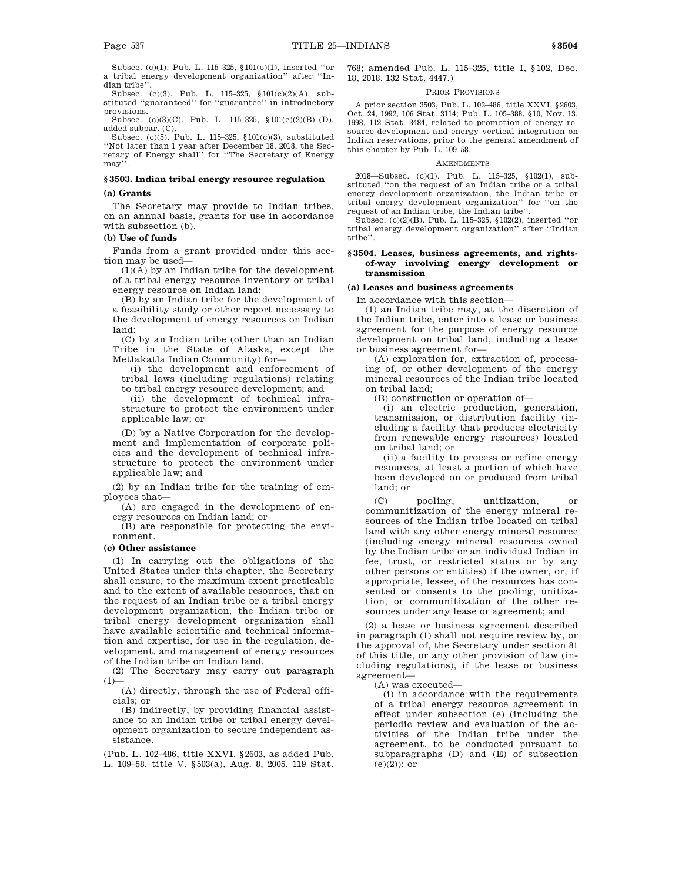Subsec. (c)(1). Pub. L. 115–325, §101(c)(1), inserted "or a tribal energy development organization" after "Indian tribe".

Subsec. (c)(3). Pub. L. 115–325, §101(c)(2)(A), substituted "guaranteed" for "guarantee" in introductory provisions.

Subsec. (c)(3)(C). Pub. L. 115–325, §101(c)(2)(B)–(D), added subpar. (C).

Subsec. (c)(5). Pub. L. 115–325, §101(c)(3), substituted "Not later than 1 year after December 18, 2018, the Secretary of Energy shall" for "The Secretary of Energy may".

### §3503. Indian tribal energy resource regulation

#### (a) Grants

The Secretary may provide to Indian tribes, on an annual basis, grants for use in accordance with subsection (b).

#### (b) Use of funds

Funds from a grant provided under this section may be used—

(1)(A) by an Indian tribe for the development of a tribal energy resource inventory or tribal energy resource on Indian land;

(B) by an Indian tribe for the development of a feasibility study or other report necessary to the development of energy resources on Indian land;

(C) by an Indian tribe (other than an Indian Tribe in the State of Alaska, except the Metlakatla Indian Community) for—

(i) the development and enforcement of tribal laws (including regulations) relating to tribal energy resource development; and

(ii) the development of technical infrastructure to protect the environment under applicable law; or

(D) by a Native Corporation for the development and implementation of corporate policies and the development of technical infrastructure to protect the environment under applicable law; and

(2) by an Indian tribe for the training of employees that—

(A) are engaged in the development of energy resources on Indian land; or

(B) are responsible for protecting the environment.

#### (c) Other assistance

(1) In carrying out the obligations of the United States under this chapter, the Secretary shall ensure, to the maximum extent practicable and to the extent of available resources, that on the request of an Indian tribe or a tribal energy development organization, the Indian tribe or tribal energy development organization shall have available scientific and technical information and expertise, for use in the regulation, development, and management of energy resources of the Indian tribe on Indian land.

(2) The Secretary may carry out paragraph (1)—

(A) directly, through the use of Federal officials; or

(B) indirectly, by providing financial assistance to an Indian tribe or tribal energy development organization to secure independent assistance.

(Pub. L. 102–486, title XXVI, §2603, as added Pub. L. 109–58, title V, §503(a), Aug. 8, 2005, 119 Stat. 768; amended Pub. L. 115–325, title I, §102, Dec. 18, 2018, 132 Stat. 4447.)

PRIOR PROVISIONS

A prior section 3503, Pub. L. 102–486, title XXVI, §2603, Oct. 24, 1992, 106 Stat. 3114; Pub. L. 105–388, §10, Nov. 13, 1998, 112 Stat. 3484, related to promotion of energy resource development and energy vertical integration on Indian reservations, prior to the general amendment of this chapter by Pub. L. 109–58.

AMENDMENTS

2018—Subsec. (c)(1). Pub. L. 115–325, §102(1), substituted "on the request of an Indian tribe or a tribal energy development organization, the Indian tribe or tribal energy development organization" for "on the request of an Indian tribe, the Indian tribe".

Subsec. (c)(2)(B). Pub. L. 115–325, §102(2), inserted "or tribal energy development organization" after "Indian tribe".

### §3504. Leases, business agreements, and rights-of-way involving energy development or transmission

#### (a) Leases and business agreements

In accordance with this section—

(1) an Indian tribe may, at the discretion of the Indian tribe, enter into a lease or business agreement for the purpose of energy resource development on tribal land, including a lease or business agreement for—

(A) exploration for, extraction of, processing of, or other development of the energy mineral resources of the Indian tribe located on tribal land;

(B) construction or operation of—

(i) an electric production, generation, transmission, or distribution facility (including a facility that produces electricity from renewable energy resources) located on tribal land; or

(ii) a facility to process or refine energy resources, at least a portion of which have been developed on or produced from tribal land; or

(C) pooling, unitization, or communitization of the energy mineral resources of the Indian tribe located on tribal land with any other energy mineral resource (including energy mineral resources owned by the Indian tribe or an individual Indian in fee, trust, or restricted status or by any other persons or entities) if the owner, or, if appropriate, lessee, of the resources has consented or consents to the pooling, unitization, or communitization of the other resources under any lease or agreement; and

(2) a lease or business agreement described in paragraph (1) shall not require review by, or the approval of, the Secretary under section 81 of this title, or any other provision of law (including regulations), if the lease or business agreement—

(A) was executed—

(i) in accordance with the requirements of a tribal energy resource agreement in effect under subsection (e) (including the periodic review and evaluation of the activities of the Indian tribe under the agreement, to be conducted pursuant to subparagraphs (D) and (E) of subsection (e)(2)); or